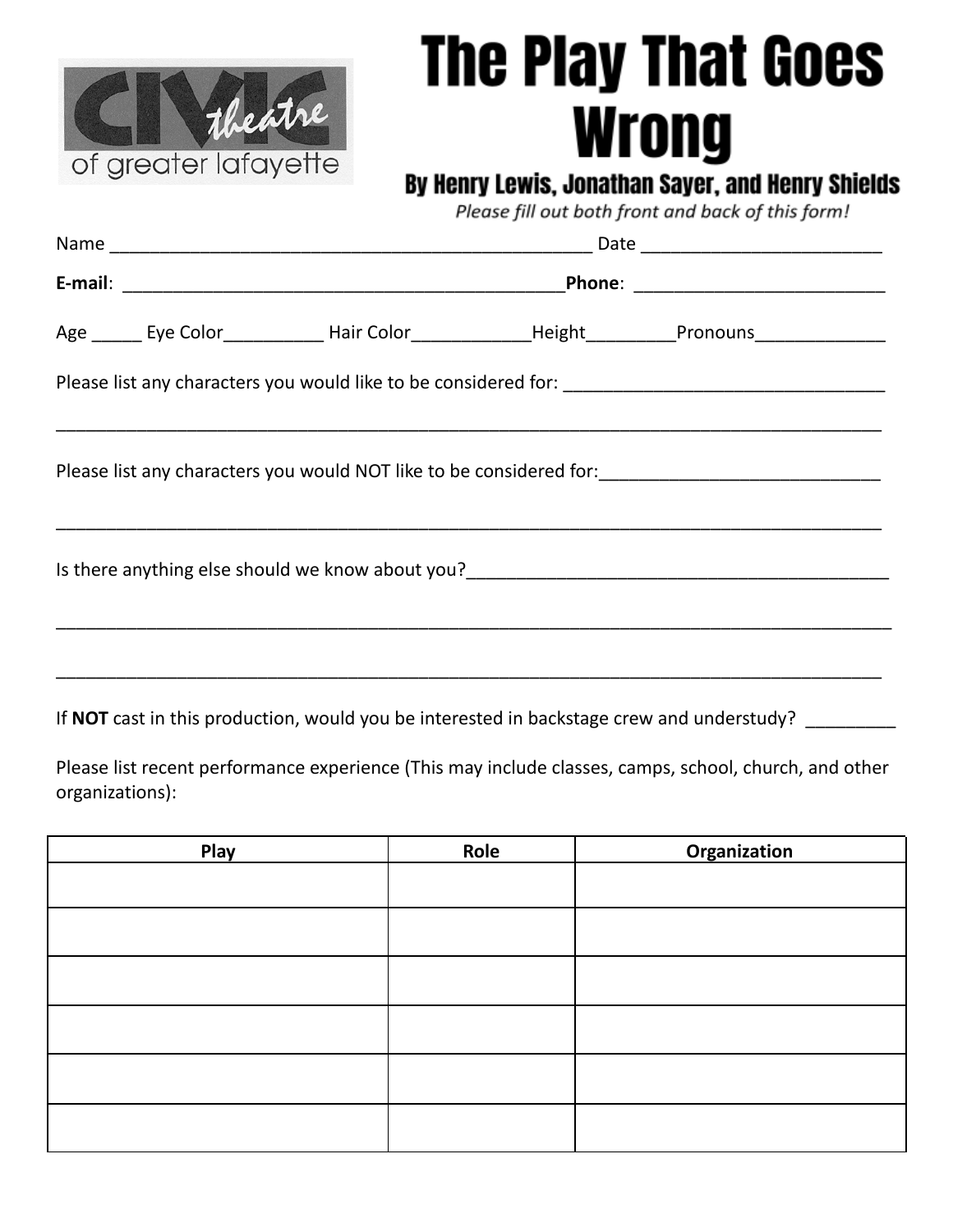CIVIC theatre of greater lafayette

# The Play That Goes Wrong

## By Henry Lewis, Jonathan Sayer, and Henry Shields

*Please fill out both front and back of this form!*

Name ______________________________________________ Date ____________________

**E-mail**: ___________________________________________**Phone**: _____________________

Age _____ Eye Color__________ Hair Color____________Height_________Pronouns_____________

Please list any characters you would like to be considered for: ________________________________

______________________________________________________________________________

Please list any characters you would NOT like to be considered for:___________________________

______________________________________________________________________________

Is there anything else should we know about you?__________________________________________

______________________________________________________________________________

______________________________________________________________________________

If **NOT** cast in this production, would you be interested in backstage crew and understudy? _________

Please list recent performance experience (This may include classes, camps, school, church, and other organizations):

| Play | Role | Organization |
|---|---|---|
| | | |
| | | |
| | | |
| | | |
| | | |
| | | |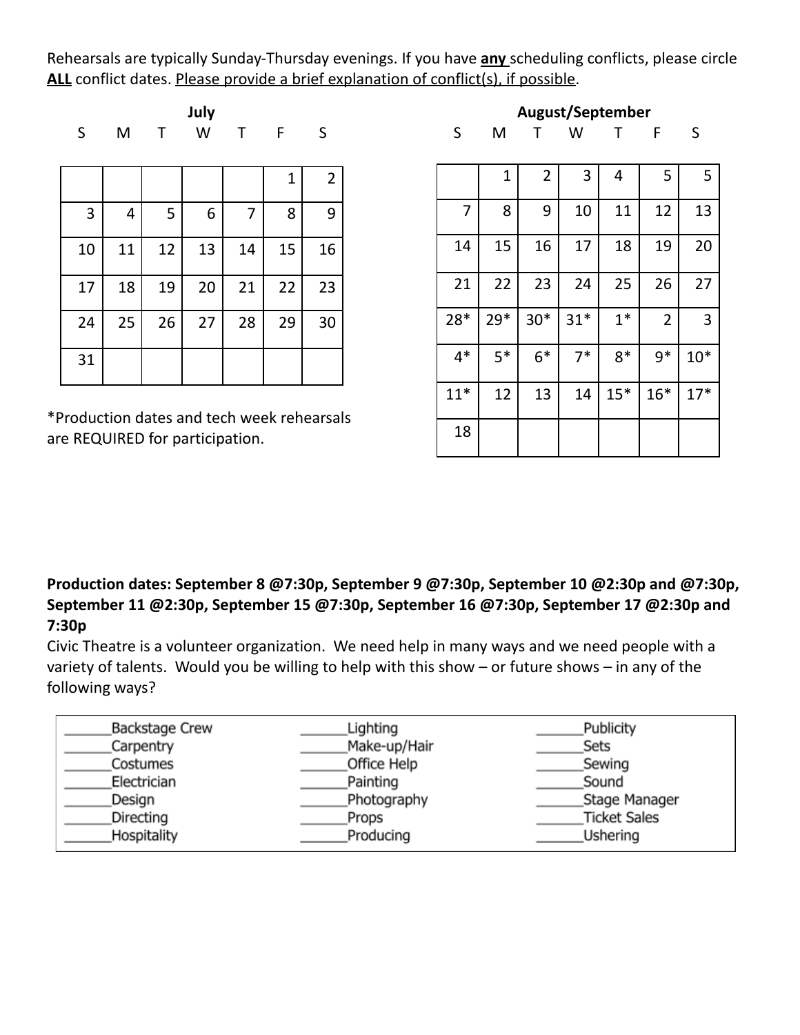Rehearsals are typically Sunday-Thursday evenings. If you have **any** scheduling conflicts, please circle **ALL** conflict dates. Please provide a brief explanation of conflict(s), if possible.

**July**

| S | M | T | W | T | F | S |
|---|---|---|---|---|---|---|
| | | | | | 1 | 2 |
| 3 | 4 | 5 | 6 | 7 | 8 | 9 |
| 10 | 11 | 12 | 13 | 14 | 15 | 16 |
| 17 | 18 | 19 | 20 | 21 | 22 | 23 |
| 24 | 25 | 26 | 27 | 28 | 29 | 30 |
| 31 | | | | | | |

*Production dates and tech week rehearsals are REQUIRED for participation.

**August/September**

| S | M | T | W | T | F | S |
|---|---|---|---|---|---|---|
| | 1 | 2 | 3 | 4 | 5 | 5 |
| 7 | 8 | 9 | 10 | 11 | 12 | 13 |
| 14 | 15 | 16 | 17 | 18 | 19 | 20 |
| 21 | 22 | 23 | 24 | 25 | 26 | 27 |
| 28* | 29* | 30* | 31* | 1* | 2 | 3 |
| 4* | 5* | 6* | 7* | 8* | 9* | 10* |
| 11* | 12 | 13 | 14 | 15* | 16* | 17* |
| 18 | | | | | | |

**Production dates: September 8 @7:30p, September 9 @7:30p, September 10 @2:30p and @7:30p, September 11 @2:30p, September 15 @7:30p, September 16 @7:30p, September 17 @2:30p and 7:30p**

Civic Theatre is a volunteer organization. We need help in many ways and we need people with a variety of talents. Would you be willing to help with this show – or future shows – in any of the following ways?

| | | |
|---|---|---|
| ______Backstage Crew | ______Lighting | ______Publicity |
| ______Carpentry | ______Make-up/Hair | ______Sets |
| ______Costumes | ______Office Help | ______Sewing |
| ______Electrician | ______Painting | ______Sound |
| ______Design | ______Photography | ______Stage Manager |
| ______Directing | ______Props | ______Ticket Sales |
| ______Hospitality | ______Producing | ______Ushering |